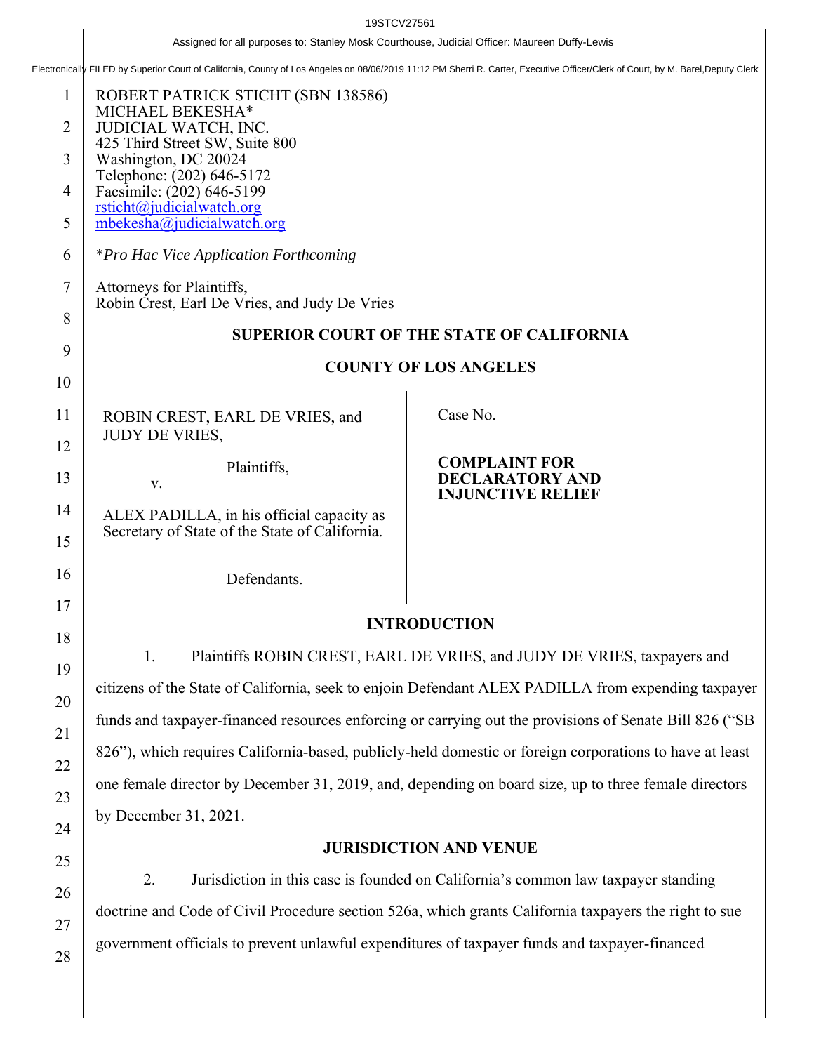19STCV27561

Assigned for all purposes to: Stanley Mosk Courthouse, Judicial Officer: Maureen Duffy-Lewis

Electronically FILED by Superior Court of California, County of Los Angeles on 08/06/2019 11:12 PM Sherri R. Carter, Executive Officer/Clerk of Court, by M. Barel,Deputy Clerk

ROBERT PATRICK STICHT (SBN 138586)
MICHAEL BEKESHA*
JUDICIAL WATCH, INC.
425 Third Street SW, Suite 800
Washington, DC 20024
Telephone: (202) 646-5172
Facsimile: (202) 646-5199
rsticht@judicialwatch.org
mbekesha@judicialwatch.org

**Pro Hac Vice Application Forthcoming*

Attorneys for Plaintiffs,
Robin Crest, Earl De Vries, and Judy De Vries

**SUPERIOR COURT OF THE STATE OF CALIFORNIA**

**COUNTY OF LOS ANGELES**

ROBIN CREST, EARL DE VRIES, and JUDY DE VRIES,

Plaintiffs,

v.

ALEX PADILLA, in his official capacity as Secretary of State of the State of California.

Defendants.

Case No.

**COMPLAINT FOR DECLARATORY AND INJUNCTIVE RELIEF**

## INTRODUCTION

1. Plaintiffs ROBIN CREST, EARL DE VRIES, and JUDY DE VRIES, taxpayers and citizens of the State of California, seek to enjoin Defendant ALEX PADILLA from expending taxpayer funds and taxpayer-financed resources enforcing or carrying out the provisions of Senate Bill 826 ("SB 826"), which requires California-based, publicly-held domestic or foreign corporations to have at least one female director by December 31, 2019, and, depending on board size, up to three female directors by December 31, 2021.

## JURISDICTION AND VENUE

2. Jurisdiction in this case is founded on California's common law taxpayer standing doctrine and Code of Civil Procedure section 526a, which grants California taxpayers the right to sue government officials to prevent unlawful expenditures of taxpayer funds and taxpayer-financed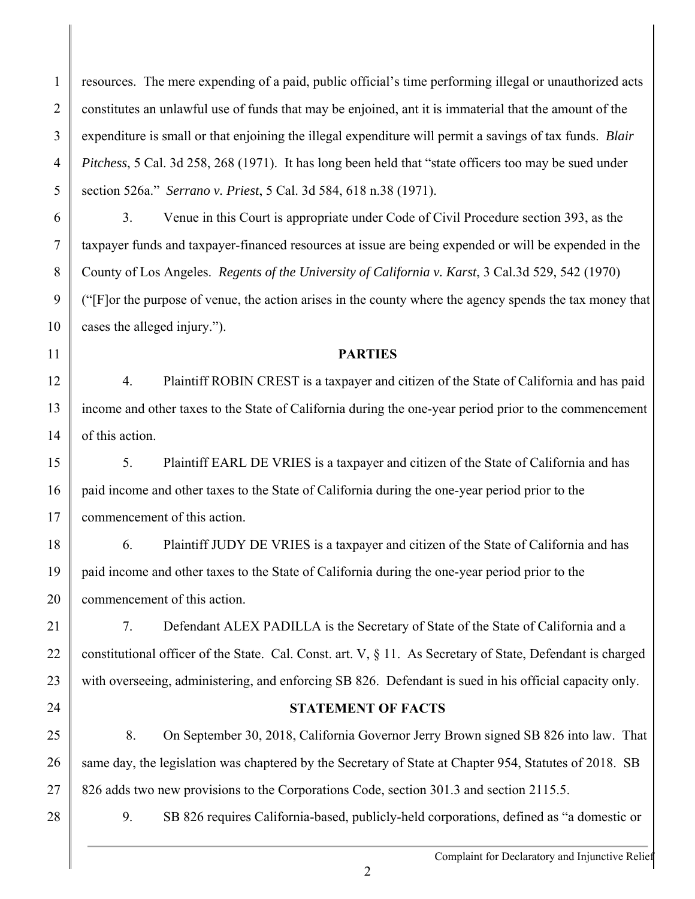resources. The mere expending of a paid, public official's time performing illegal or unauthorized acts constitutes an unlawful use of funds that may be enjoined, ant it is immaterial that the amount of the expenditure is small or that enjoining the illegal expenditure will permit a savings of tax funds. *Blair Pitchess*, 5 Cal. 3d 258, 268 (1971). It has long been held that "state officers too may be sued under section 526a." *Serrano v. Priest*, 5 Cal. 3d 584, 618 n.38 (1971).

3. Venue in this Court is appropriate under Code of Civil Procedure section 393, as the taxpayer funds and taxpayer-financed resources at issue are being expended or will be expended in the County of Los Angeles. *Regents of the University of California v. Karst*, 3 Cal.3d 529, 542 (1970) ("[F]or the purpose of venue, the action arises in the county where the agency spends the tax money that cases the alleged injury.").

**PARTIES**

4. Plaintiff ROBIN CREST is a taxpayer and citizen of the State of California and has paid income and other taxes to the State of California during the one-year period prior to the commencement of this action.

5. Plaintiff EARL DE VRIES is a taxpayer and citizen of the State of California and has paid income and other taxes to the State of California during the one-year period prior to the commencement of this action.

6. Plaintiff JUDY DE VRIES is a taxpayer and citizen of the State of California and has paid income and other taxes to the State of California during the one-year period prior to the commencement of this action.

7. Defendant ALEX PADILLA is the Secretary of State of the State of California and a constitutional officer of the State. Cal. Const. art. V, § 11. As Secretary of State, Defendant is charged with overseeing, administering, and enforcing SB 826. Defendant is sued in his official capacity only.

**STATEMENT OF FACTS**

8. On September 30, 2018, California Governor Jerry Brown signed SB 826 into law. That same day, the legislation was chaptered by the Secretary of State at Chapter 954, Statutes of 2018. SB 826 adds two new provisions to the Corporations Code, section 301.3 and section 2115.5.

9. SB 826 requires California-based, publicly-held corporations, defined as "a domestic or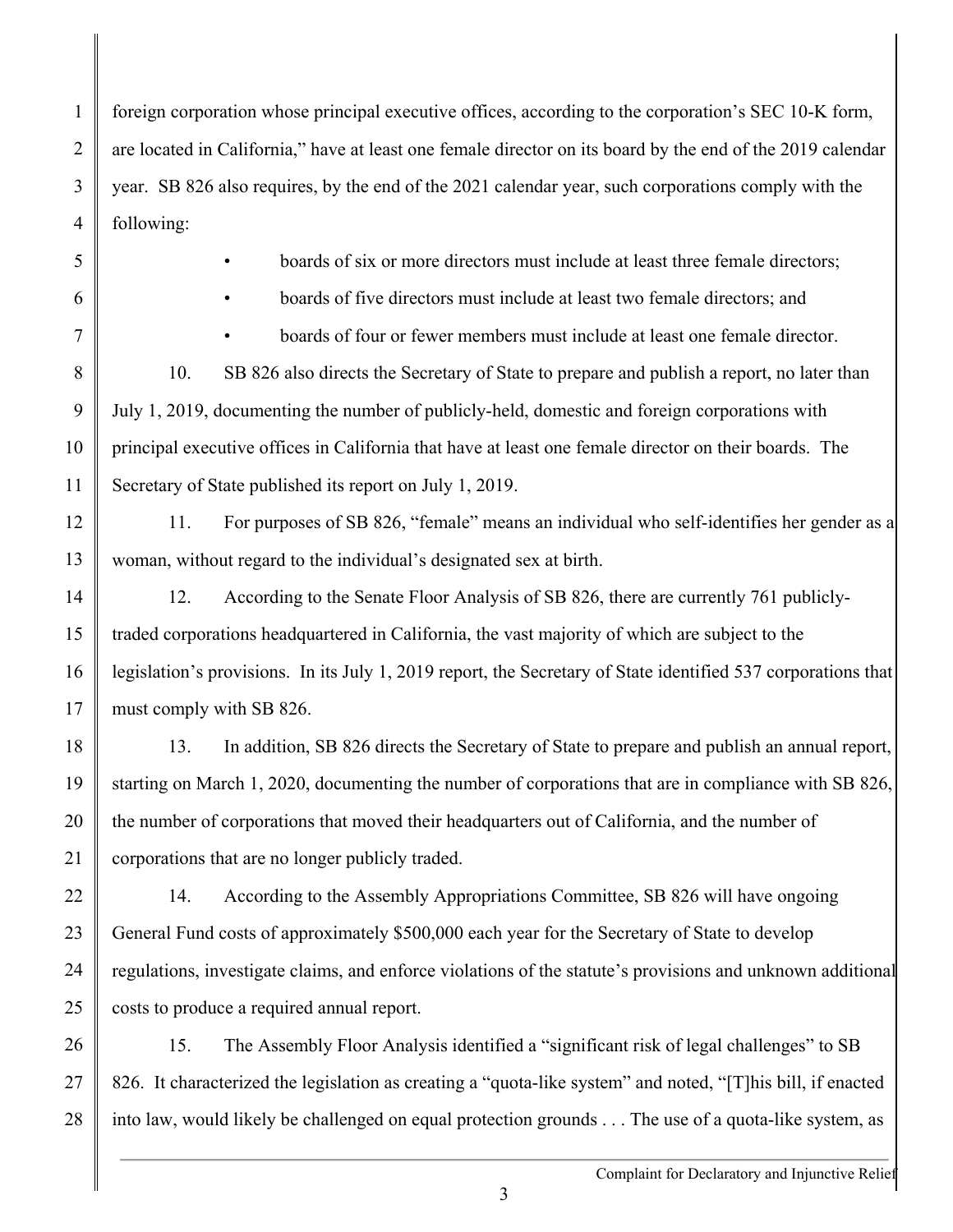foreign corporation whose principal executive offices, according to the corporation's SEC 10-K form, are located in California," have at least one female director on its board by the end of the 2019 calendar year. SB 826 also requires, by the end of the 2021 calendar year, such corporations comply with the following:

- boards of six or more directors must include at least three female directors;
- boards of five directors must include at least two female directors; and
- boards of four or fewer members must include at least one female director.

10. SB 826 also directs the Secretary of State to prepare and publish a report, no later than July 1, 2019, documenting the number of publicly-held, domestic and foreign corporations with principal executive offices in California that have at least one female director on their boards. The Secretary of State published its report on July 1, 2019.

11. For purposes of SB 826, "female" means an individual who self-identifies her gender as a woman, without regard to the individual's designated sex at birth.

12. According to the Senate Floor Analysis of SB 826, there are currently 761 publicly-traded corporations headquartered in California, the vast majority of which are subject to the legislation's provisions. In its July 1, 2019 report, the Secretary of State identified 537 corporations that must comply with SB 826.

13. In addition, SB 826 directs the Secretary of State to prepare and publish an annual report, starting on March 1, 2020, documenting the number of corporations that are in compliance with SB 826, the number of corporations that moved their headquarters out of California, and the number of corporations that are no longer publicly traded.

14. According to the Assembly Appropriations Committee, SB 826 will have ongoing General Fund costs of approximately $500,000 each year for the Secretary of State to develop regulations, investigate claims, and enforce violations of the statute's provisions and unknown additional costs to produce a required annual report.

15. The Assembly Floor Analysis identified a "significant risk of legal challenges" to SB 826. It characterized the legislation as creating a "quota-like system" and noted, "[T]his bill, if enacted into law, would likely be challenged on equal protection grounds . . . The use of a quota-like system, as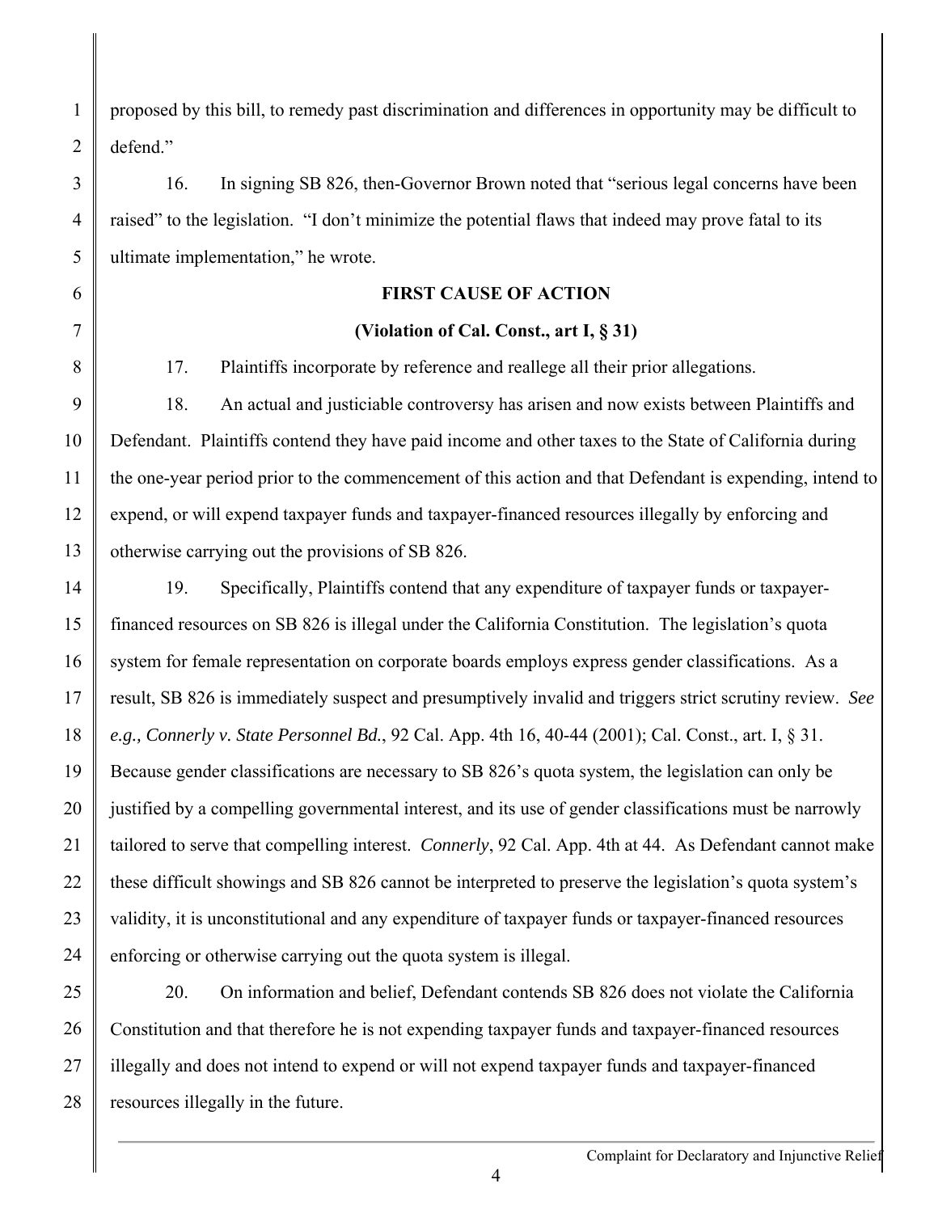proposed by this bill, to remedy past discrimination and differences in opportunity may be difficult to defend."

16. In signing SB 826, then-Governor Brown noted that "serious legal concerns have been raised" to the legislation. "I don't minimize the potential flaws that indeed may prove fatal to its ultimate implementation," he wrote.

**FIRST CAUSE OF ACTION**

**(Violation of Cal. Const., art I, § 31)**

17. Plaintiffs incorporate by reference and reallege all their prior allegations.

18. An actual and justiciable controversy has arisen and now exists between Plaintiffs and Defendant. Plaintiffs contend they have paid income and other taxes to the State of California during the one-year period prior to the commencement of this action and that Defendant is expending, intend to expend, or will expend taxpayer funds and taxpayer-financed resources illegally by enforcing and otherwise carrying out the provisions of SB 826.

19. Specifically, Plaintiffs contend that any expenditure of taxpayer funds or taxpayer-financed resources on SB 826 is illegal under the California Constitution. The legislation's quota system for female representation on corporate boards employs express gender classifications. As a result, SB 826 is immediately suspect and presumptively invalid and triggers strict scrutiny review. *See e.g., Connerly v. State Personnel Bd.*, 92 Cal. App. 4th 16, 40-44 (2001); Cal. Const., art. I, § 31. Because gender classifications are necessary to SB 826's quota system, the legislation can only be justified by a compelling governmental interest, and its use of gender classifications must be narrowly tailored to serve that compelling interest. *Connerly*, 92 Cal. App. 4th at 44. As Defendant cannot make these difficult showings and SB 826 cannot be interpreted to preserve the legislation's quota system's validity, it is unconstitutional and any expenditure of taxpayer funds or taxpayer-financed resources enforcing or otherwise carrying out the quota system is illegal.

20. On information and belief, Defendant contends SB 826 does not violate the California Constitution and that therefore he is not expending taxpayer funds and taxpayer-financed resources illegally and does not intend to expend or will not expend taxpayer funds and taxpayer-financed resources illegally in the future.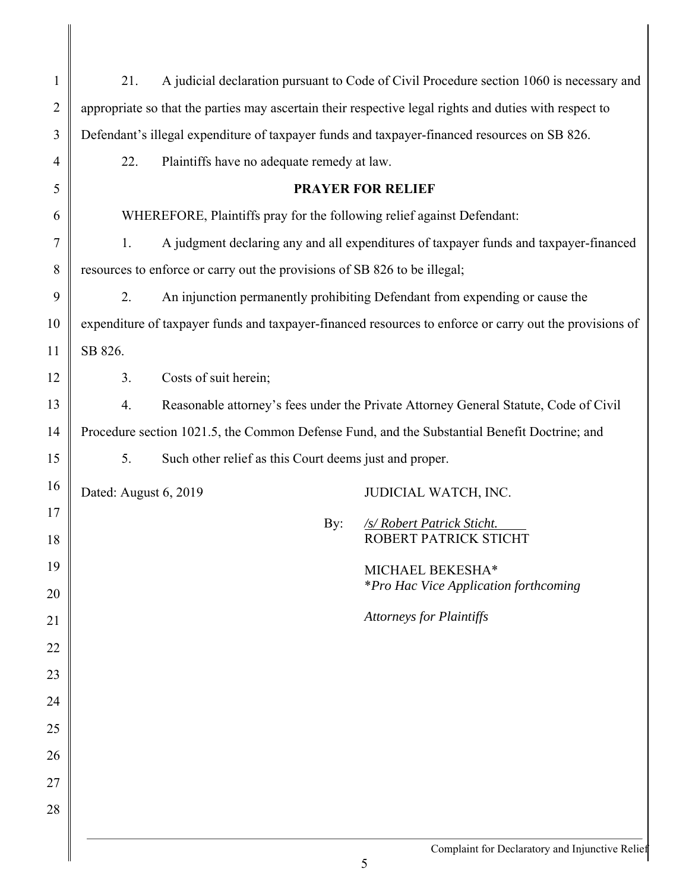21. A judicial declaration pursuant to Code of Civil Procedure section 1060 is necessary and appropriate so that the parties may ascertain their respective legal rights and duties with respect to Defendant's illegal expenditure of taxpayer funds and taxpayer-financed resources on SB 826.

22. Plaintiffs have no adequate remedy at law.

**PRAYER FOR RELIEF**

WHEREFORE, Plaintiffs pray for the following relief against Defendant:

1. A judgment declaring any and all expenditures of taxpayer funds and taxpayer-financed resources to enforce or carry out the provisions of SB 826 to be illegal;

2. An injunction permanently prohibiting Defendant from expending or cause the expenditure of taxpayer funds and taxpayer-financed resources to enforce or carry out the provisions of SB 826.

3. Costs of suit herein;

4. Reasonable attorney's fees under the Private Attorney General Statute, Code of Civil Procedure section 1021.5, the Common Defense Fund, and the Substantial Benefit Doctrine; and

5. Such other relief as this Court deems just and proper.

Dated: August 6, 2019

JUDICIAL WATCH, INC.

By: */s/ Robert Patrick Sticht.*
ROBERT PATRICK STICHT

MICHAEL BEKESHA*
**Pro Hac Vice Application forthcoming*

*Attorneys for Plaintiffs*